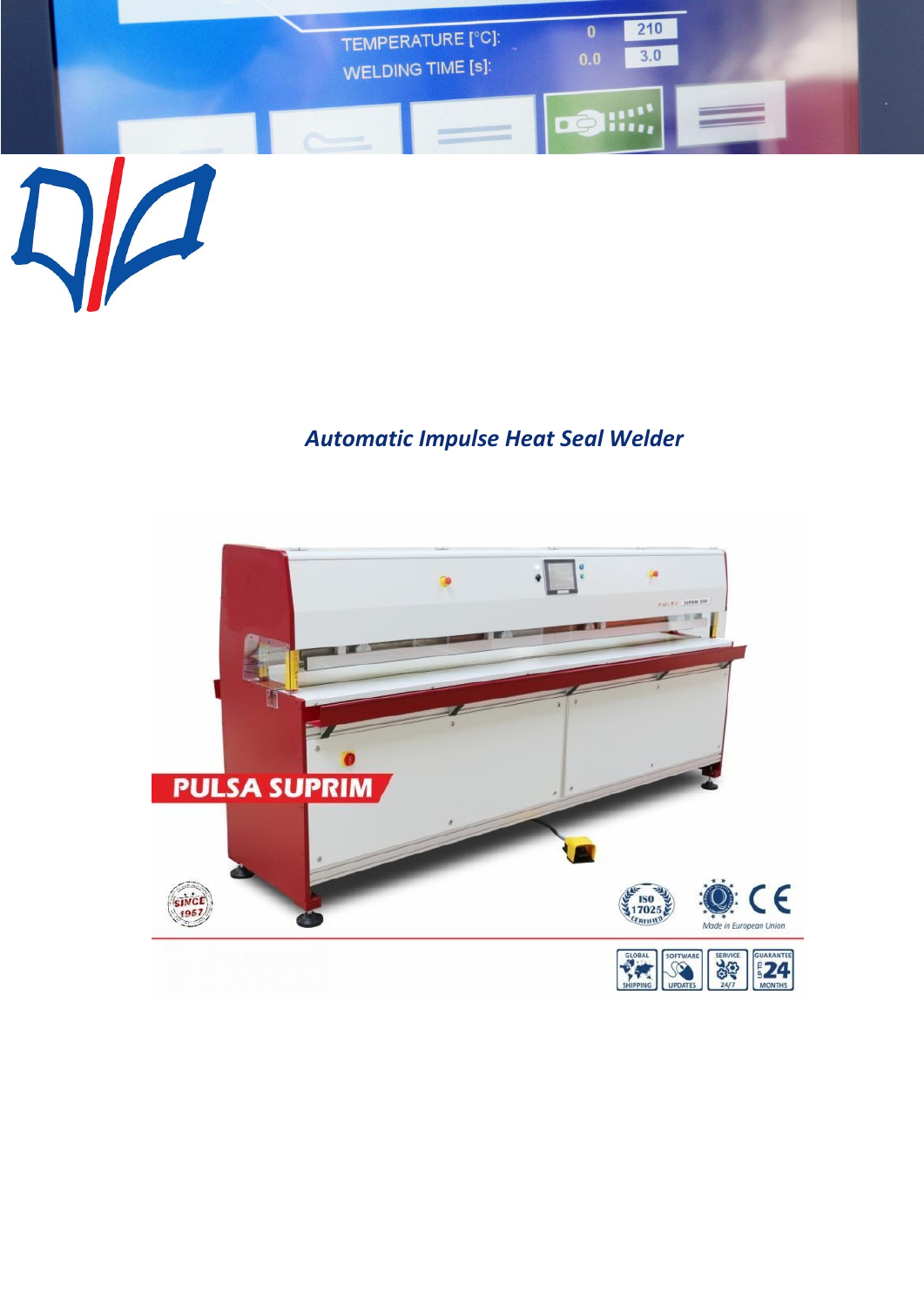*Automatic Impulse Heat Seal Welder*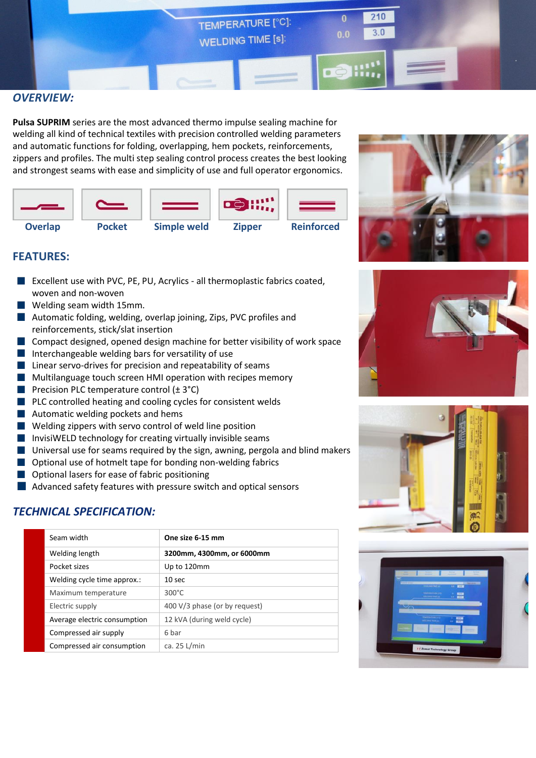## *OVERVIEW:*

**Pulsa SUPRIM** series are the most advanced thermo impulse sealing machine for welding all kind of technical textiles with precision controlled welding parameters and automatic functions for folding, overlapping, hem pockets, reinforcements, zippers and profiles. The multi step sealing control process creates the best looking and strongest seams with ease and simplicity of use and full operator ergonomics.

Overlap | Pocket | Simple weld | Zipper | Reinforced

## FEATURES:

- Excellent use with PVC, PE, PU, Acrylics - all thermoplastic fabrics coated, woven and non-woven
- Welding seam width 15mm.
- Automatic folding, welding, overlap joining, Zips, PVC profiles and reinforcements, stick/slat insertion
- Compact designed, opened design machine for better visibility of work space
- Interchangeable welding bars for versatility of use
- Linear servo-drives for precision and repeatability of seams
- Multilanguage touch screen HMI operation with recipes memory
- Precision PLC temperature control (± 3°C)
- PLC controlled heating and cooling cycles for consistent welds
- Automatic welding pockets and hems
- Welding zippers with servo control of weld line position
- InvisiWELD technology for creating virtually invisible seams
- Universal use for seams required by the sign, awning, pergola and blind makers
- Optional use of hotmelt tape for bonding non-welding fabrics
- Optional lasers for ease of fabric positioning
- Advanced safety features with pressure switch and optical sensors

## *TECHNICAL SPECIFICATION:*

| | |
|---|---|
| Seam width | **One size 6-15 mm** |
| Welding length | **3200mm, 4300mm, or 6000mm** |
| Pocket sizes | Up to 120mm |
| Welding cycle time approx.: | 10 sec |
| Maximum temperature | 300°C |
| Electric supply | 400 V/3 phase (or by request) |
| Average electric consumption | 12 kVA (during weld cycle) |
| Compressed air supply | 6 bar |
| Compressed air consumption | ca. 25 L/min |